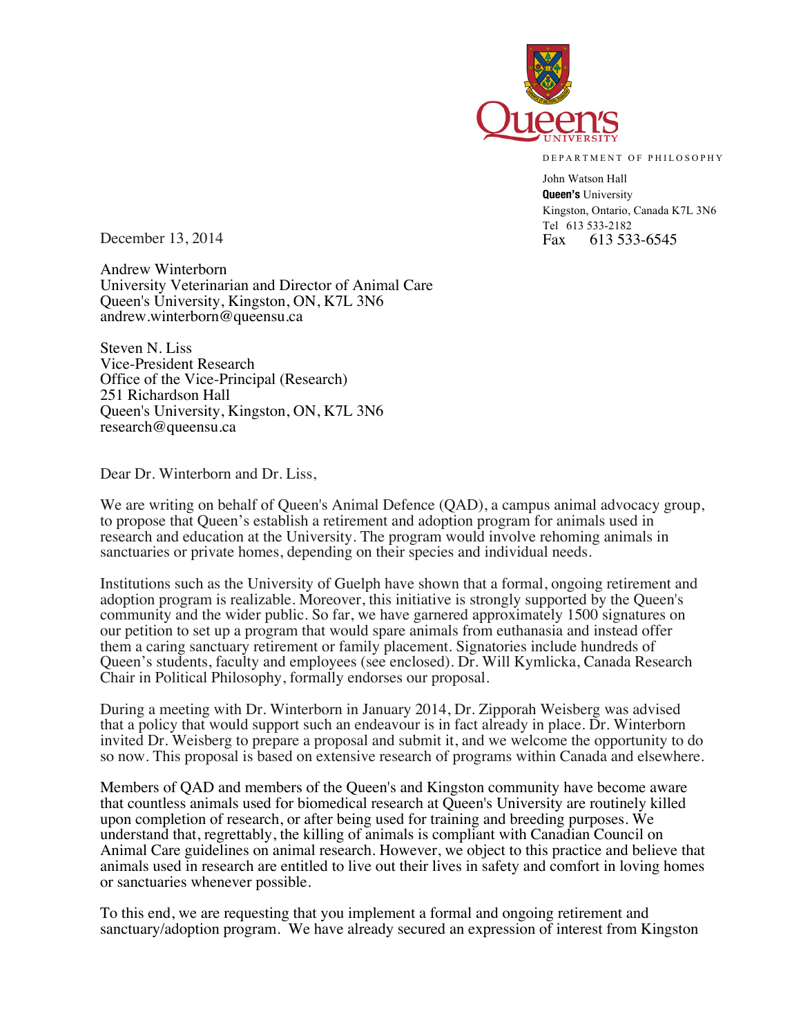Queen's University

DEPARTMENT OF PHILOSOPHY

John Watson Hall
**Queen's** University
Kingston, Ontario, Canada K7L 3N6
Tel 613 533-2182
Fax 613 533-6545

December 13, 2014

Andrew Winterborn
University Veterinarian and Director of Animal Care
Queen's University, Kingston, ON, K7L 3N6
andrew.winterborn@queensu.ca

Steven N. Liss
Vice-President Research
Office of the Vice-Principal (Research)
251 Richardson Hall
Queen's University, Kingston, ON, K7L 3N6
research@queensu.ca

Dear Dr. Winterborn and Dr. Liss,

We are writing on behalf of Queen's Animal Defence (QAD), a campus animal advocacy group, to propose that Queen's establish a retirement and adoption program for animals used in research and education at the University. The program would involve rehoming animals in sanctuaries or private homes, depending on their species and individual needs.

Institutions such as the University of Guelph have shown that a formal, ongoing retirement and adoption program is realizable. Moreover, this initiative is strongly supported by the Queen's community and the wider public. So far, we have garnered approximately 1500 signatures on our petition to set up a program that would spare animals from euthanasia and instead offer them a caring sanctuary retirement or family placement. Signatories include hundreds of Queen's students, faculty and employees (see enclosed). Dr. Will Kymlicka, Canada Research Chair in Political Philosophy, formally endorses our proposal.

During a meeting with Dr. Winterborn in January 2014, Dr. Zipporah Weisberg was advised that a policy that would support such an endeavour is in fact already in place. Dr. Winterborn invited Dr. Weisberg to prepare a proposal and submit it, and we welcome the opportunity to do so now. This proposal is based on extensive research of programs within Canada and elsewhere.

Members of QAD and members of the Queen's and Kingston community have become aware that countless animals used for biomedical research at Queen's University are routinely killed upon completion of research, or after being used for training and breeding purposes. We understand that, regrettably, the killing of animals is compliant with Canadian Council on Animal Care guidelines on animal research. However, we object to this practice and believe that animals used in research are entitled to live out their lives in safety and comfort in loving homes or sanctuaries whenever possible.

To this end, we are requesting that you implement a formal and ongoing retirement and sanctuary/adoption program. We have already secured an expression of interest from Kingston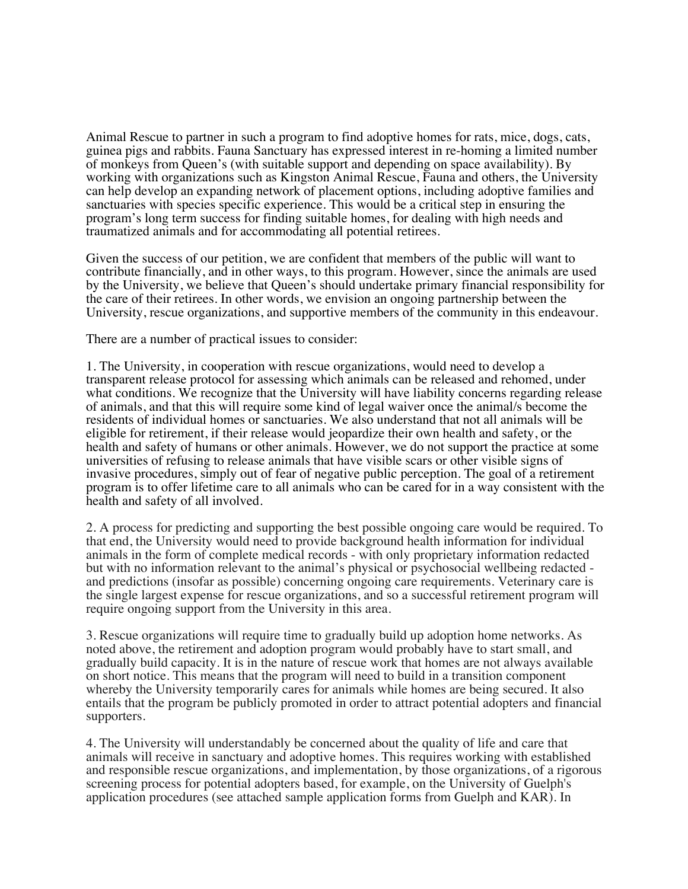Animal Rescue to partner in such a program to find adoptive homes for rats, mice, dogs, cats, guinea pigs and rabbits. Fauna Sanctuary has expressed interest in re-homing a limited number of monkeys from Queen's (with suitable support and depending on space availability). By working with organizations such as Kingston Animal Rescue, Fauna and others, the University can help develop an expanding network of placement options, including adoptive families and sanctuaries with species specific experience. This would be a critical step in ensuring the program's long term success for finding suitable homes, for dealing with high needs and traumatized animals and for accommodating all potential retirees.

Given the success of our petition, we are confident that members of the public will want to contribute financially, and in other ways, to this program. However, since the animals are used by the University, we believe that Queen's should undertake primary financial responsibility for the care of their retirees. In other words, we envision an ongoing partnership between the University, rescue organizations, and supportive members of the community in this endeavour.

There are a number of practical issues to consider:

1. The University, in cooperation with rescue organizations, would need to develop a transparent release protocol for assessing which animals can be released and rehomed, under what conditions. We recognize that the University will have liability concerns regarding release of animals, and that this will require some kind of legal waiver once the animal/s become the residents of individual homes or sanctuaries. We also understand that not all animals will be eligible for retirement, if their release would jeopardize their own health and safety, or the health and safety of humans or other animals. However, we do not support the practice at some universities of refusing to release animals that have visible scars or other visible signs of invasive procedures, simply out of fear of negative public perception. The goal of a retirement program is to offer lifetime care to all animals who can be cared for in a way consistent with the health and safety of all involved.

2. A process for predicting and supporting the best possible ongoing care would be required. To that end, the University would need to provide background health information for individual animals in the form of complete medical records - with only proprietary information redacted but with no information relevant to the animal's physical or psychosocial wellbeing redacted - and predictions (insofar as possible) concerning ongoing care requirements. Veterinary care is the single largest expense for rescue organizations, and so a successful retirement program will require ongoing support from the University in this area.

3. Rescue organizations will require time to gradually build up adoption home networks. As noted above, the retirement and adoption program would probably have to start small, and gradually build capacity. It is in the nature of rescue work that homes are not always available on short notice. This means that the program will need to build in a transition component whereby the University temporarily cares for animals while homes are being secured. It also entails that the program be publicly promoted in order to attract potential adopters and financial supporters.

4. The University will understandably be concerned about the quality of life and care that animals will receive in sanctuary and adoptive homes. This requires working with established and responsible rescue organizations, and implementation, by those organizations, of a rigorous screening process for potential adopters based, for example, on the University of Guelph's application procedures (see attached sample application forms from Guelph and KAR). In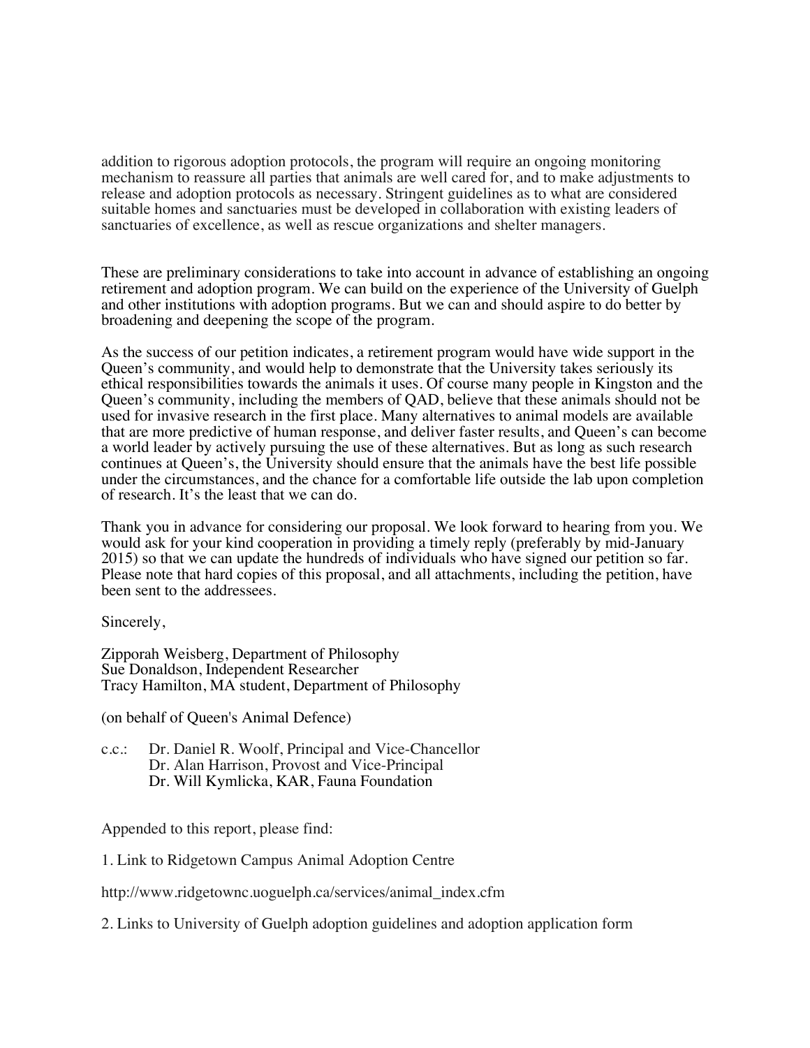addition to rigorous adoption protocols, the program will require an ongoing monitoring mechanism to reassure all parties that animals are well cared for, and to make adjustments to release and adoption protocols as necessary. Stringent guidelines as to what are considered suitable homes and sanctuaries must be developed in collaboration with existing leaders of sanctuaries of excellence, as well as rescue organizations and shelter managers.

These are preliminary considerations to take into account in advance of establishing an ongoing retirement and adoption program. We can build on the experience of the University of Guelph and other institutions with adoption programs. But we can and should aspire to do better by broadening and deepening the scope of the program.

As the success of our petition indicates, a retirement program would have wide support in the Queen's community, and would help to demonstrate that the University takes seriously its ethical responsibilities towards the animals it uses. Of course many people in Kingston and the Queen's community, including the members of QAD, believe that these animals should not be used for invasive research in the first place. Many alternatives to animal models are available that are more predictive of human response, and deliver faster results, and Queen's can become a world leader by actively pursuing the use of these alternatives. But as long as such research continues at Queen's, the University should ensure that the animals have the best life possible under the circumstances, and the chance for a comfortable life outside the lab upon completion of research. It's the least that we can do.

Thank you in advance for considering our proposal. We look forward to hearing from you. We would ask for your kind cooperation in providing a timely reply (preferably by mid-January 2015) so that we can update the hundreds of individuals who have signed our petition so far. Please note that hard copies of this proposal, and all attachments, including the petition, have been sent to the addressees.

Sincerely,

Zipporah Weisberg, Department of Philosophy
Sue Donaldson, Independent Researcher
Tracy Hamilton, MA student, Department of Philosophy

(on behalf of Queen's Animal Defence)

c.c.: Dr. Daniel R. Woolf, Principal and Vice-Chancellor
Dr. Alan Harrison, Provost and Vice-Principal
Dr. Will Kymlicka, KAR, Fauna Foundation

Appended to this report, please find:

1. Link to Ridgetown Campus Animal Adoption Centre

http://www.ridgetownc.uoguelph.ca/services/animal_index.cfm

2. Links to University of Guelph adoption guidelines and adoption application form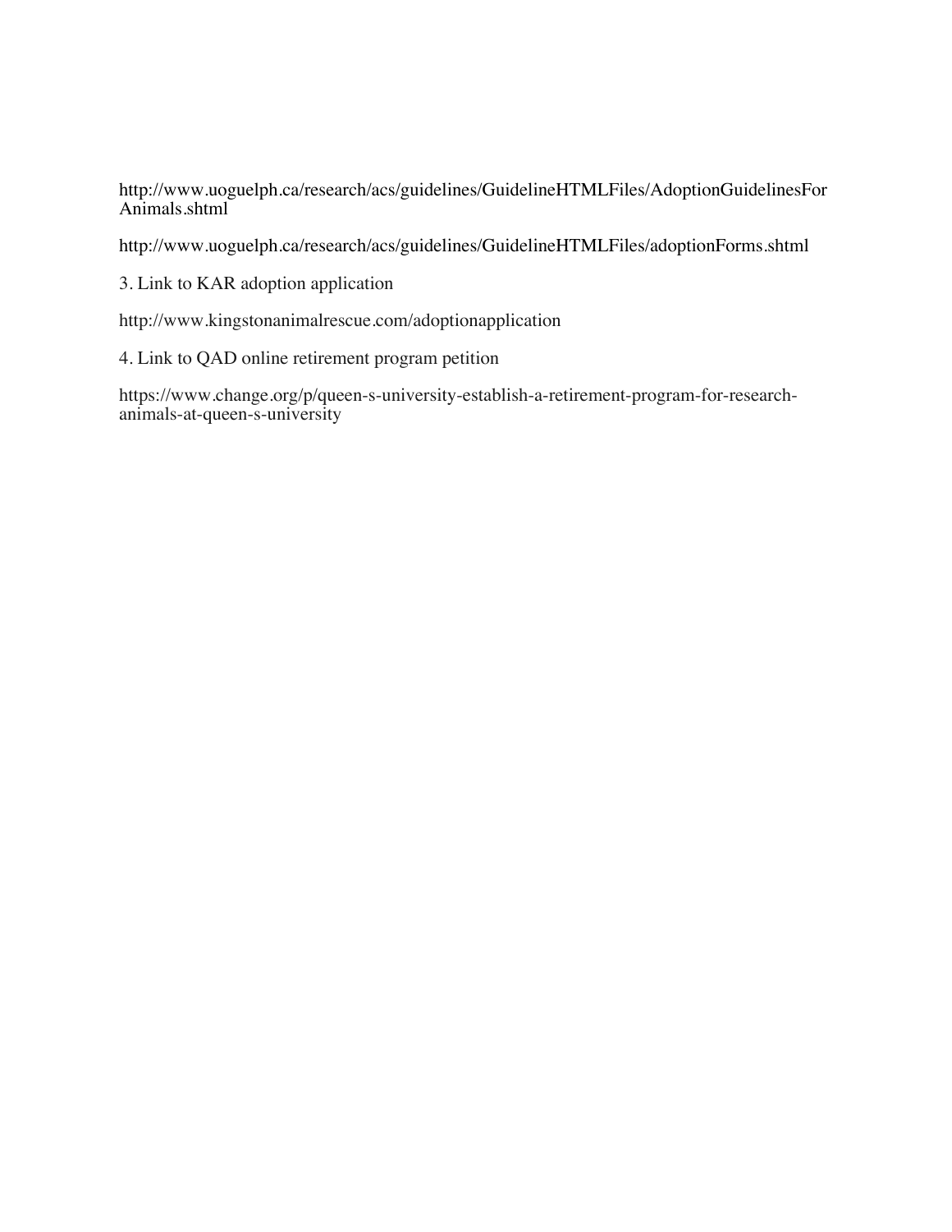http://www.uoguelph.ca/research/acs/guidelines/GuidelineHTMLFiles/AdoptionGuidelinesForAnimals.shtml

http://www.uoguelph.ca/research/acs/guidelines/GuidelineHTMLFiles/adoptionForms.shtml

3. Link to KAR adoption application

http://www.kingstonanimalrescue.com/adoptionapplication

4. Link to QAD online retirement program petition

https://www.change.org/p/queen-s-university-establish-a-retirement-program-for-research-animals-at-queen-s-university